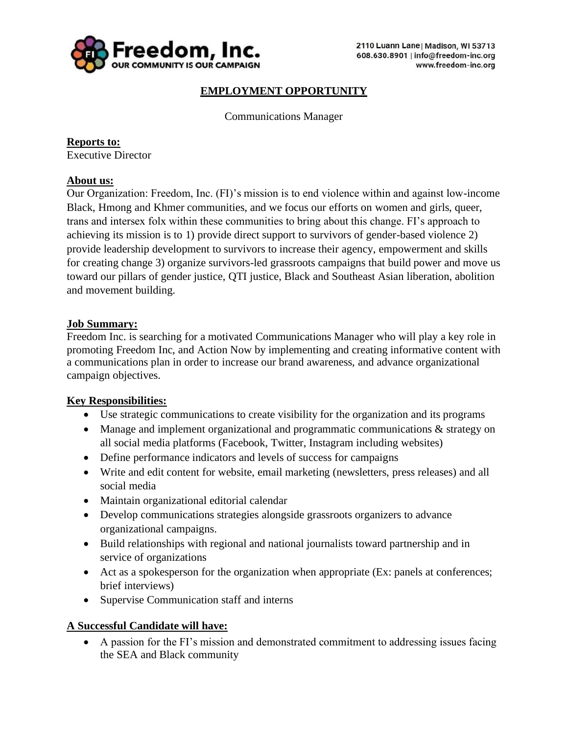**Freedom, Inc.**
**OUR COMMUNITY IS OUR CAMPAIGN**

2110 Luann Lane | Madison, WI 53713
608.630.8901 | info@freedom-inc.org
www.freedom-inc.org

# EMPLOYMENT OPPORTUNITY

Communications Manager

**Reports to:**
Executive Director

**About us:**
Our Organization: Freedom, Inc. (FI)'s mission is to end violence within and against low-income Black, Hmong and Khmer communities, and we focus our efforts on women and girls, queer, trans and intersex folx within these communities to bring about this change. FI's approach to achieving its mission is to 1) provide direct support to survivors of gender-based violence 2) provide leadership development to survivors to increase their agency, empowerment and skills for creating change 3) organize survivors-led grassroots campaigns that build power and move us toward our pillars of gender justice, QTI justice, Black and Southeast Asian liberation, abolition and movement building.

**Job Summary:**
Freedom Inc. is searching for a motivated Communications Manager who will play a key role in promoting Freedom Inc, and Action Now by implementing and creating informative content with a communications plan in order to increase our brand awareness, and advance organizational campaign objectives.

**Key Responsibilities:**

- Use strategic communications to create visibility for the organization and its programs
- Manage and implement organizational and programmatic communications & strategy on all social media platforms (Facebook, Twitter, Instagram including websites)
- Define performance indicators and levels of success for campaigns
- Write and edit content for website, email marketing (newsletters, press releases) and all social media
- Maintain organizational editorial calendar
- Develop communications strategies alongside grassroots organizers to advance organizational campaigns.
- Build relationships with regional and national journalists toward partnership and in service of organizations
- Act as a spokesperson for the organization when appropriate (Ex: panels at conferences; brief interviews)
- Supervise Communication staff and interns

**A Successful Candidate will have:**

- A passion for the FI's mission and demonstrated commitment to addressing issues facing the SEA and Black community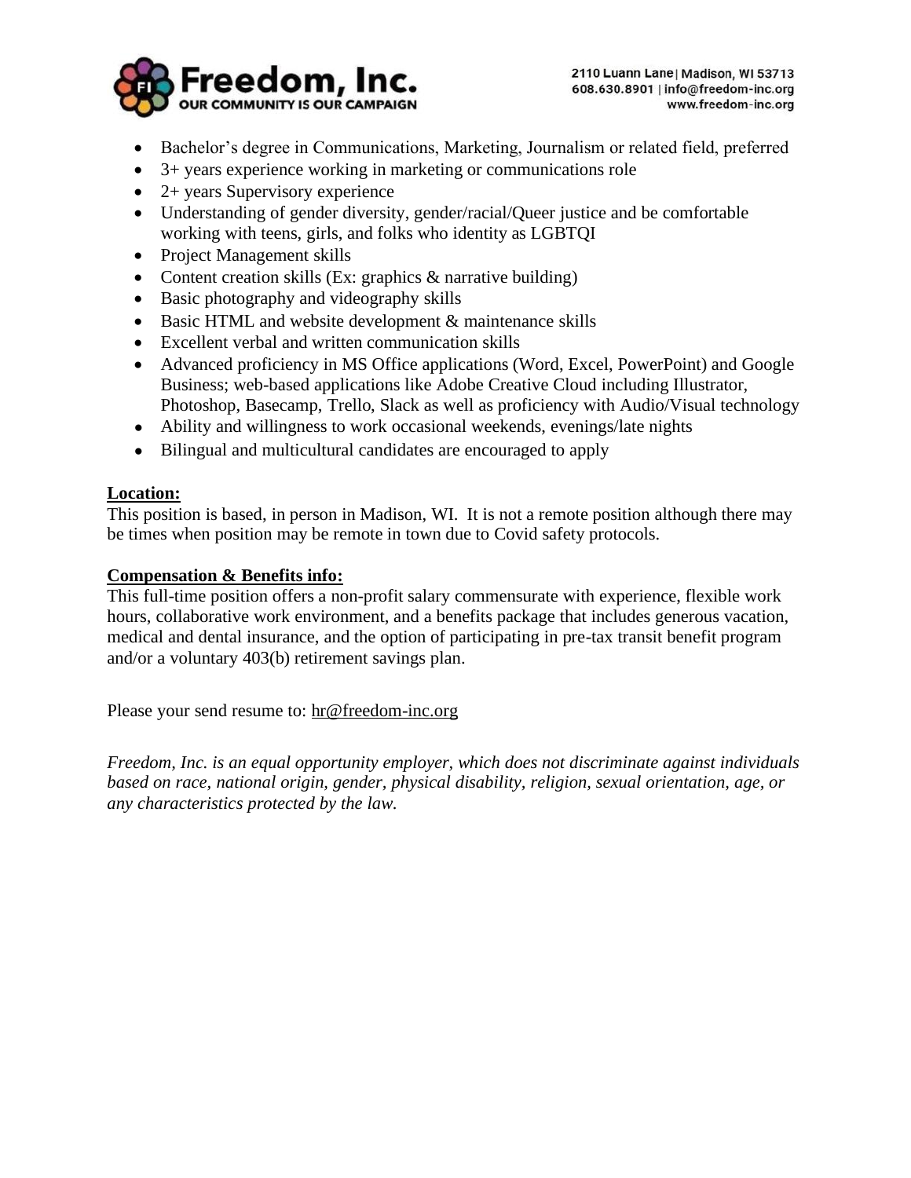- Bachelor's degree in Communications, Marketing, Journalism or related field, preferred
- 3+ years experience working in marketing or communications role
- 2+ years Supervisory experience
- Understanding of gender diversity, gender/racial/Queer justice and be comfortable working with teens, girls, and folks who identity as LGBTQI
- Project Management skills
- Content creation skills (Ex: graphics & narrative building)
- Basic photography and videography skills
- Basic HTML and website development & maintenance skills
- Excellent verbal and written communication skills
- Advanced proficiency in MS Office applications (Word, Excel, PowerPoint) and Google Business; web-based applications like Adobe Creative Cloud including Illustrator, Photoshop, Basecamp, Trello, Slack as well as proficiency with Audio/Visual technology
- Ability and willingness to work occasional weekends, evenings/late nights
- Bilingual and multicultural candidates are encouraged to apply

**Location:**

This position is based, in person in Madison, WI. It is not a remote position although there may be times when position may be remote in town due to Covid safety protocols.

**Compensation & Benefits info:**

This full-time position offers a non-profit salary commensurate with experience, flexible work hours, collaborative work environment, and a benefits package that includes generous vacation, medical and dental insurance, and the option of participating in pre-tax transit benefit program and/or a voluntary 403(b) retirement savings plan.

Please your send resume to: hr@freedom-inc.org

*Freedom, Inc. is an equal opportunity employer, which does not discriminate against individuals based on race, national origin, gender, physical disability, religion, sexual orientation, age, or any characteristics protected by the law.*